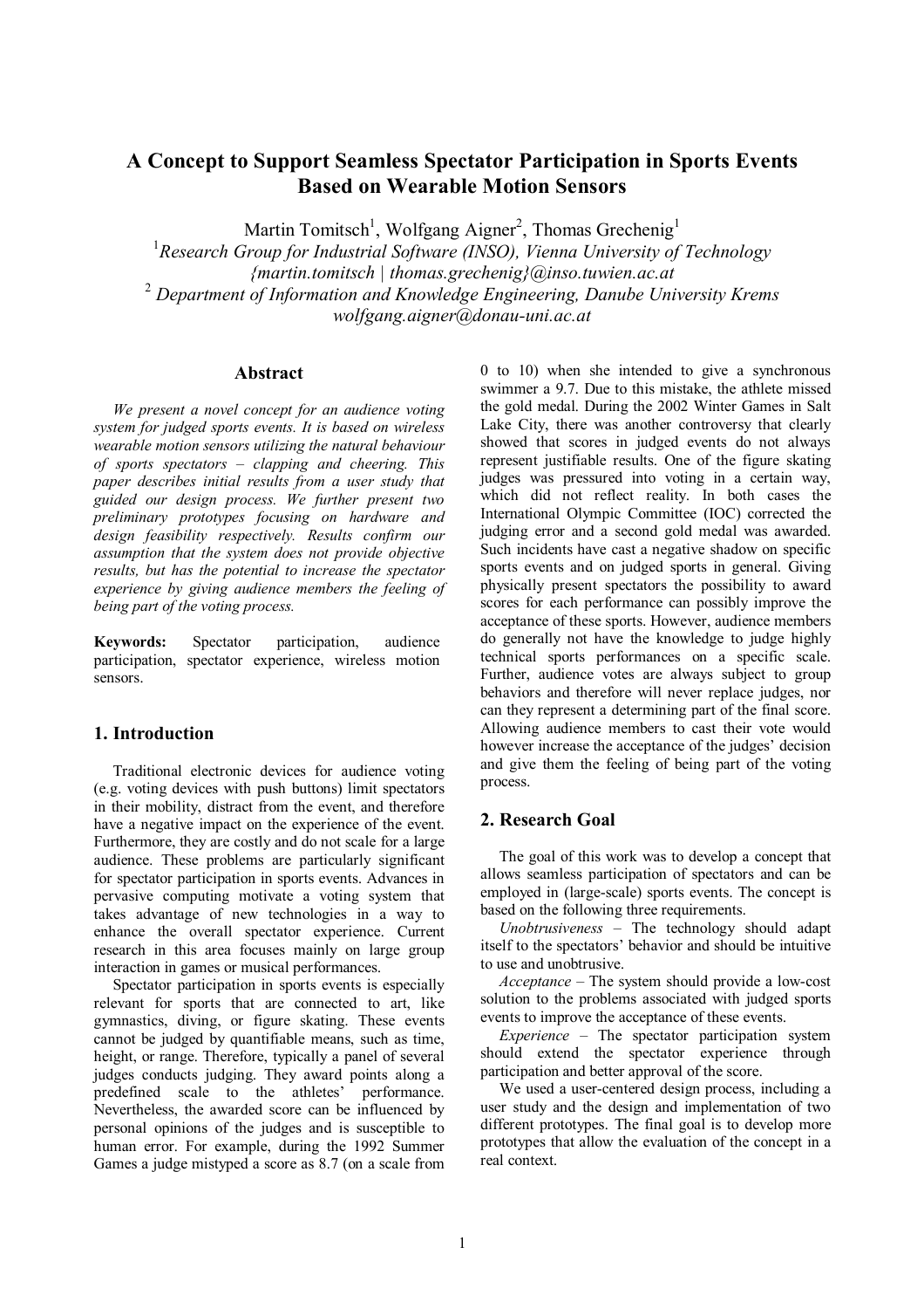# A Concept to Support Seamless Spectator Participation in Sports Events Based on Wearable Motion Sensors

Martin Tomitsch[1], Wolfgang Aigner[2], Thomas Grechenig[1]

[1]*Research Group for Industrial Software (INSO), Vienna University of Technology*
*{martin.tomitsch | thomas.grechenig}@inso.tuwien.ac.at*

[2] *Department of Information and Knowledge Engineering, Danube University Krems*
*wolfgang.aigner@donau-uni.ac.at*

## Abstract

*We present a novel concept for an audience voting system for judged sports events. It is based on wireless wearable motion sensors utilizing the natural behaviour of sports spectators – clapping and cheering. This paper describes initial results from a user study that guided our design process. We further present two preliminary prototypes focusing on hardware and design feasibility respectively. Results confirm our assumption that the system does not provide objective results, but has the potential to increase the spectator experience by giving audience members the feeling of being part of the voting process.*

**Keywords:** Spectator participation, audience participation, spectator experience, wireless motion sensors.

## 1. Introduction

Traditional electronic devices for audience voting (e.g. voting devices with push buttons) limit spectators in their mobility, distract from the event, and therefore have a negative impact on the experience of the event. Furthermore, they are costly and do not scale for a large audience. These problems are particularly significant for spectator participation in sports events. Advances in pervasive computing motivate a voting system that takes advantage of new technologies in a way to enhance the overall spectator experience. Current research in this area focuses mainly on large group interaction in games or musical performances.

Spectator participation in sports events is especially relevant for sports that are connected to art, like gymnastics, diving, or figure skating. These events cannot be judged by quantifiable means, such as time, height, or range. Therefore, typically a panel of several judges conducts judging. They award points along a predefined scale to the athletes' performance. Nevertheless, the awarded score can be influenced by personal opinions of the judges and is susceptible to human error. For example, during the 1992 Summer Games a judge mistyped a score as 8.7 (on a scale from 0 to 10) when she intended to give a synchronous swimmer a 9.7. Due to this mistake, the athlete missed the gold medal. During the 2002 Winter Games in Salt Lake City, there was another controversy that clearly showed that scores in judged events do not always represent justifiable results. One of the figure skating judges was pressured into voting in a certain way, which did not reflect reality. In both cases the International Olympic Committee (IOC) corrected the judging error and a second gold medal was awarded. Such incidents have cast a negative shadow on specific sports events and on judged sports in general. Giving physically present spectators the possibility to award scores for each performance can possibly improve the acceptance of these sports. However, audience members do generally not have the knowledge to judge highly technical sports performances on a specific scale. Further, audience votes are always subject to group behaviors and therefore will never replace judges, nor can they represent a determining part of the final score. Allowing audience members to cast their vote would however increase the acceptance of the judges' decision and give them the feeling of being part of the voting process.

## 2. Research Goal

The goal of this work was to develop a concept that allows seamless participation of spectators and can be employed in (large-scale) sports events. The concept is based on the following three requirements.

*Unobtrusiveness* – The technology should adapt itself to the spectators' behavior and should be intuitive to use and unobtrusive.

*Acceptance* – The system should provide a low-cost solution to the problems associated with judged sports events to improve the acceptance of these events.

*Experience* – The spectator participation system should extend the spectator experience through participation and better approval of the score.

We used a user-centered design process, including a user study and the design and implementation of two different prototypes. The final goal is to develop more prototypes that allow the evaluation of the concept in a real context.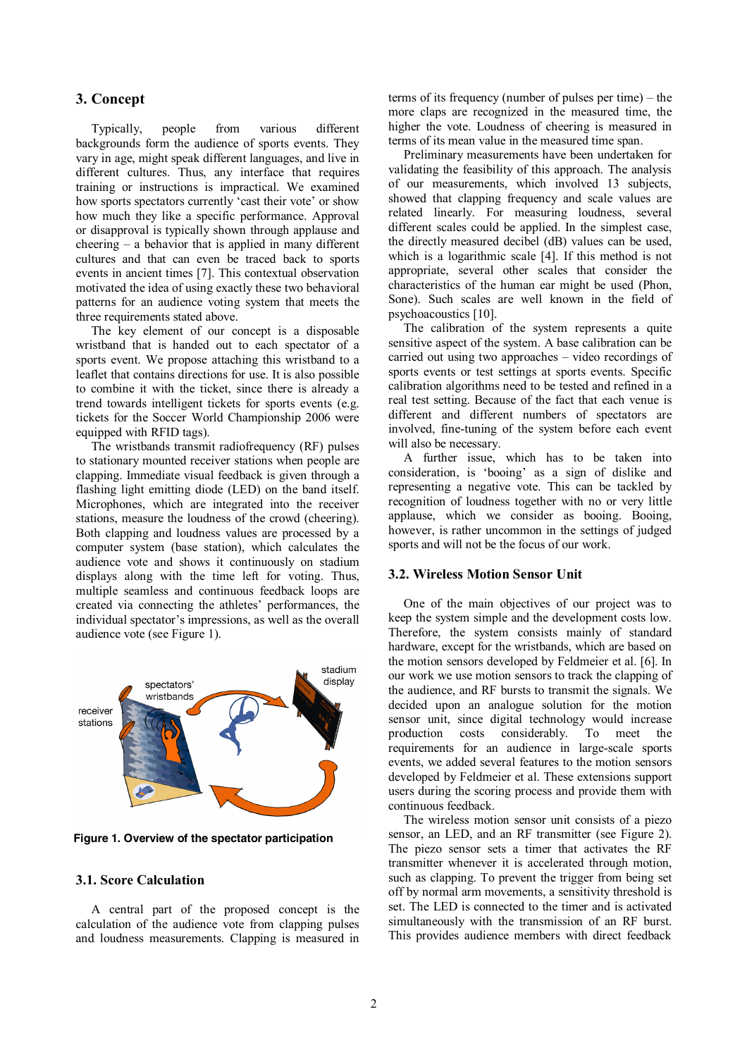## 3. Concept

Typically, people from various different backgrounds form the audience of sports events. They vary in age, might speak different languages, and live in different cultures. Thus, any interface that requires training or instructions is impractical. We examined how sports spectators currently 'cast their vote' or show how much they like a specific performance. Approval or disapproval is typically shown through applause and cheering – a behavior that is applied in many different cultures and that can even be traced back to sports events in ancient times [7]. This contextual observation motivated the idea of using exactly these two behavioral patterns for an audience voting system that meets the three requirements stated above.

The key element of our concept is a disposable wristband that is handed out to each spectator of a sports event. We propose attaching this wristband to a leaflet that contains directions for use. It is also possible to combine it with the ticket, since there is already a trend towards intelligent tickets for sports events (e.g. tickets for the Soccer World Championship 2006 were equipped with RFID tags).

The wristbands transmit radiofrequency (RF) pulses to stationary mounted receiver stations when people are clapping. Immediate visual feedback is given through a flashing light emitting diode (LED) on the band itself. Microphones, which are integrated into the receiver stations, measure the loudness of the crowd (cheering). Both clapping and loudness values are processed by a computer system (base station), which calculates the audience vote and shows it continuously on stadium displays along with the time left for voting. Thus, multiple seamless and continuous feedback loops are created via connecting the athletes' performances, the individual spectator's impressions, as well as the overall audience vote (see Figure 1).

receiver stations

spectators' wristbands

stadium display

**Figure 1. Overview of the spectator participation**

### 3.1. Score Calculation

A central part of the proposed concept is the calculation of the audience vote from clapping pulses and loudness measurements. Clapping is measured in terms of its frequency (number of pulses per time) – the more claps are recognized in the measured time, the higher the vote. Loudness of cheering is measured in terms of its mean value in the measured time span.

Preliminary measurements have been undertaken for validating the feasibility of this approach. The analysis of our measurements, which involved 13 subjects, showed that clapping frequency and scale values are related linearly. For measuring loudness, several different scales could be applied. In the simplest case, the directly measured decibel (dB) values can be used, which is a logarithmic scale [4]. If this method is not appropriate, several other scales that consider the characteristics of the human ear might be used (Phon, Sone). Such scales are well known in the field of psychoacoustics [10].

The calibration of the system represents a quite sensitive aspect of the system. A base calibration can be carried out using two approaches – video recordings of sports events or test settings at sports events. Specific calibration algorithms need to be tested and refined in a real test setting. Because of the fact that each venue is different and different numbers of spectators are involved, fine-tuning of the system before each event will also be necessary.

A further issue, which has to be taken into consideration, is 'booing' as a sign of dislike and representing a negative vote. This can be tackled by recognition of loudness together with no or very little applause, which we consider as booing. Booing, however, is rather uncommon in the settings of judged sports and will not be the focus of our work.

### 3.2. Wireless Motion Sensor Unit

One of the main objectives of our project was to keep the system simple and the development costs low. Therefore, the system consists mainly of standard hardware, except for the wristbands, which are based on the motion sensors developed by Feldmeier et al. [6]. In our work we use motion sensors to track the clapping of the audience, and RF bursts to transmit the signals. We decided upon an analogue solution for the motion sensor unit, since digital technology would increase production costs considerably. To meet the requirements for an audience in large-scale sports events, we added several features to the motion sensors developed by Feldmeier et al. These extensions support users during the scoring process and provide them with continuous feedback.

The wireless motion sensor unit consists of a piezo sensor, an LED, and an RF transmitter (see Figure 2). The piezo sensor sets a timer that activates the RF transmitter whenever it is accelerated through motion, such as clapping. To prevent the trigger from being set off by normal arm movements, a sensitivity threshold is set. The LED is connected to the timer and is activated simultaneously with the transmission of an RF burst. This provides audience members with direct feedback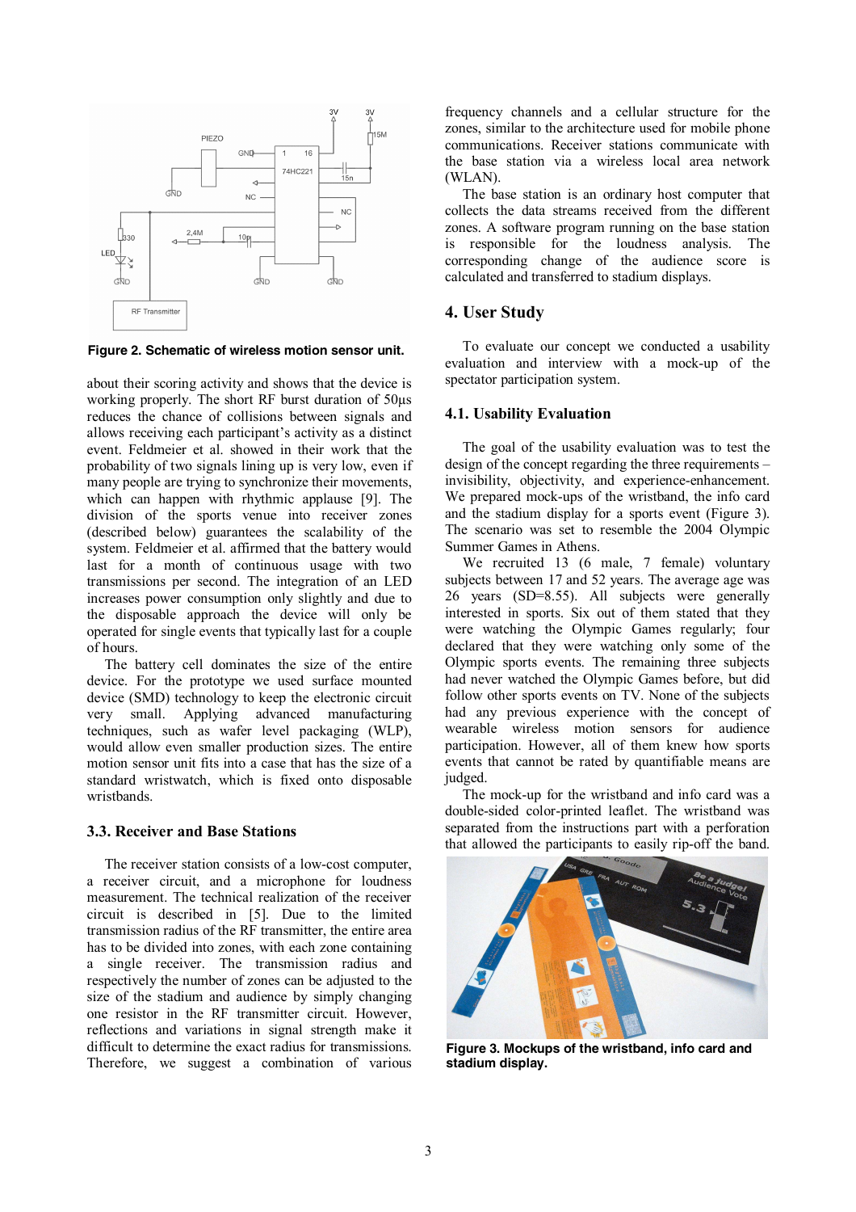Figure 2. Schematic of wireless motion sensor unit.

about their scoring activity and shows that the device is working properly. The short RF burst duration of 50µs reduces the chance of collisions between signals and allows receiving each participant's activity as a distinct event. Feldmeier et al. showed in their work that the probability of two signals lining up is very low, even if many people are trying to synchronize their movements, which can happen with rhythmic applause [9]. The division of the sports venue into receiver zones (described below) guarantees the scalability of the system. Feldmeier et al. affirmed that the battery would last for a month of continuous usage with two transmissions per second. The integration of an LED increases power consumption only slightly and due to the disposable approach the device will only be operated for single events that typically last for a couple of hours.

The battery cell dominates the size of the entire device. For the prototype we used surface mounted device (SMD) technology to keep the electronic circuit very small. Applying advanced manufacturing techniques, such as wafer level packaging (WLP), would allow even smaller production sizes. The entire motion sensor unit fits into a case that has the size of a standard wristwatch, which is fixed onto disposable wristbands.

### 3.3. Receiver and Base Stations

The receiver station consists of a low-cost computer, a receiver circuit, and a microphone for loudness measurement. The technical realization of the receiver circuit is described in [5]. Due to the limited transmission radius of the RF transmitter, the entire area has to be divided into zones, with each zone containing a single receiver. The transmission radius and respectively the number of zones can be adjusted to the size of the stadium and audience by simply changing one resistor in the RF transmitter circuit. However, reflections and variations in signal strength make it difficult to determine the exact radius for transmissions. Therefore, we suggest a combination of various frequency channels and a cellular structure for the zones, similar to the architecture used for mobile phone communications. Receiver stations communicate with the base station via a wireless local area network (WLAN).

The base station is an ordinary host computer that collects the data streams received from the different zones. A software program running on the base station is responsible for the loudness analysis. The corresponding change of the audience score is calculated and transferred to stadium displays.

## 4. User Study

To evaluate our concept we conducted a usability evaluation and interview with a mock-up of the spectator participation system.

### 4.1. Usability Evaluation

The goal of the usability evaluation was to test the design of the concept regarding the three requirements – invisibility, objectivity, and experience-enhancement. We prepared mock-ups of the wristband, the info card and the stadium display for a sports event (Figure 3). The scenario was set to resemble the 2004 Olympic Summer Games in Athens.

We recruited 13 (6 male, 7 female) voluntary subjects between 17 and 52 years. The average age was 26 years (SD=8.55). All subjects were generally interested in sports. Six out of them stated that they were watching the Olympic Games regularly; four declared that they were watching only some of the Olympic sports events. The remaining three subjects had never watched the Olympic Games before, but did follow other sports events on TV. None of the subjects had any previous experience with the concept of wearable wireless motion sensors for audience participation. However, all of them knew how sports events that cannot be rated by quantifiable means are judged.

The mock-up for the wristband and info card was a double-sided color-printed leaflet. The wristband was separated from the instructions part with a perforation that allowed the participants to easily rip-off the band.

Figure 3. Mockups of the wristband, info card and stadium display.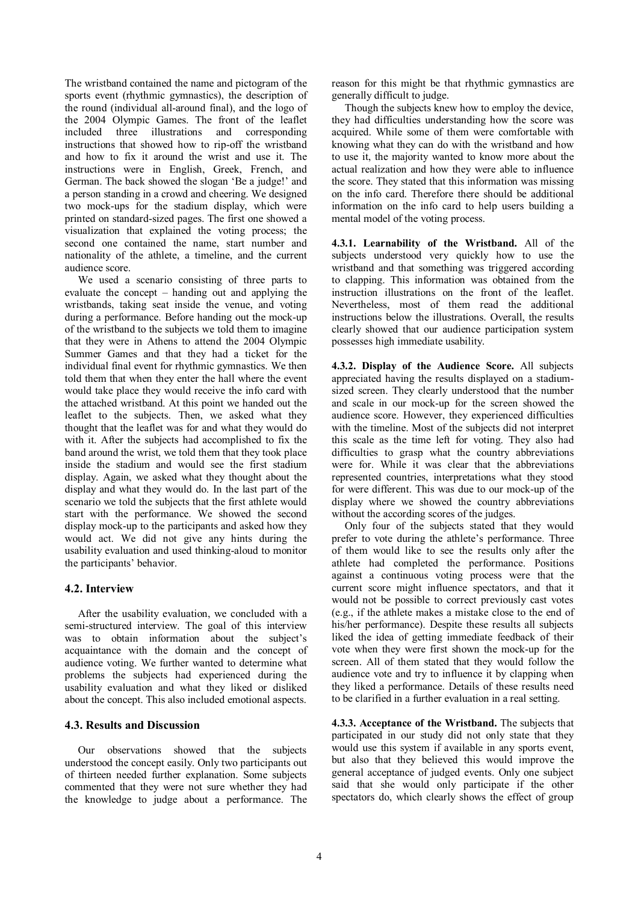The wristband contained the name and pictogram of the sports event (rhythmic gymnastics), the description of the round (individual all-around final), and the logo of the 2004 Olympic Games. The front of the leaflet included three illustrations and corresponding instructions that showed how to rip-off the wristband and how to fix it around the wrist and use it. The instructions were in English, Greek, French, and German. The back showed the slogan 'Be a judge!' and a person standing in a crowd and cheering. We designed two mock-ups for the stadium display, which were printed on standard-sized pages. The first one showed a visualization that explained the voting process; the second one contained the name, start number and nationality of the athlete, a timeline, and the current audience score.

We used a scenario consisting of three parts to evaluate the concept – handing out and applying the wristbands, taking seat inside the venue, and voting during a performance. Before handing out the mock-up of the wristband to the subjects we told them to imagine that they were in Athens to attend the 2004 Olympic Summer Games and that they had a ticket for the individual final event for rhythmic gymnastics. We then told them that when they enter the hall where the event would take place they would receive the info card with the attached wristband. At this point we handed out the leaflet to the subjects. Then, we asked what they thought that the leaflet was for and what they would do with it. After the subjects had accomplished to fix the band around the wrist, we told them that they took place inside the stadium and would see the first stadium display. Again, we asked what they thought about the display and what they would do. In the last part of the scenario we told the subjects that the first athlete would start with the performance. We showed the second display mock-up to the participants and asked how they would act. We did not give any hints during the usability evaluation and used thinking-aloud to monitor the participants' behavior.

### 4.2. Interview

After the usability evaluation, we concluded with a semi-structured interview. The goal of this interview was to obtain information about the subject's acquaintance with the domain and the concept of audience voting. We further wanted to determine what problems the subjects had experienced during the usability evaluation and what they liked or disliked about the concept. This also included emotional aspects.

### 4.3. Results and Discussion

Our observations showed that the subjects understood the concept easily. Only two participants out of thirteen needed further explanation. Some subjects commented that they were not sure whether they had the knowledge to judge about a performance. The reason for this might be that rhythmic gymnastics are generally difficult to judge.

Though the subjects knew how to employ the device, they had difficulties understanding how the score was acquired. While some of them were comfortable with knowing what they can do with the wristband and how to use it, the majority wanted to know more about the actual realization and how they were able to influence the score. They stated that this information was missing on the info card. Therefore there should be additional information on the info card to help users building a mental model of the voting process.

**4.3.1. Learnability of the Wristband.** All of the subjects understood very quickly how to use the wristband and that something was triggered according to clapping. This information was obtained from the instruction illustrations on the front of the leaflet. Nevertheless, most of them read the additional instructions below the illustrations. Overall, the results clearly showed that our audience participation system possesses high immediate usability.

**4.3.2. Display of the Audience Score.** All subjects appreciated having the results displayed on a stadium-sized screen. They clearly understood that the number and scale in our mock-up for the screen showed the audience score. However, they experienced difficulties with the timeline. Most of the subjects did not interpret this scale as the time left for voting. They also had difficulties to grasp what the country abbreviations were for. While it was clear that the abbreviations represented countries, interpretations what they stood for were different. This was due to our mock-up of the display where we showed the country abbreviations without the according scores of the judges.

Only four of the subjects stated that they would prefer to vote during the athlete's performance. Three of them would like to see the results only after the athlete had completed the performance. Positions against a continuous voting process were that the current score might influence spectators, and that it would not be possible to correct previously cast votes (e.g., if the athlete makes a mistake close to the end of his/her performance). Despite these results all subjects liked the idea of getting immediate feedback of their vote when they were first shown the mock-up for the screen. All of them stated that they would follow the audience vote and try to influence it by clapping when they liked a performance. Details of these results need to be clarified in a further evaluation in a real setting.

**4.3.3. Acceptance of the Wristband.** The subjects that participated in our study did not only state that they would use this system if available in any sports event, but also that they believed this would improve the general acceptance of judged events. Only one subject said that she would only participate if the other spectators do, which clearly shows the effect of group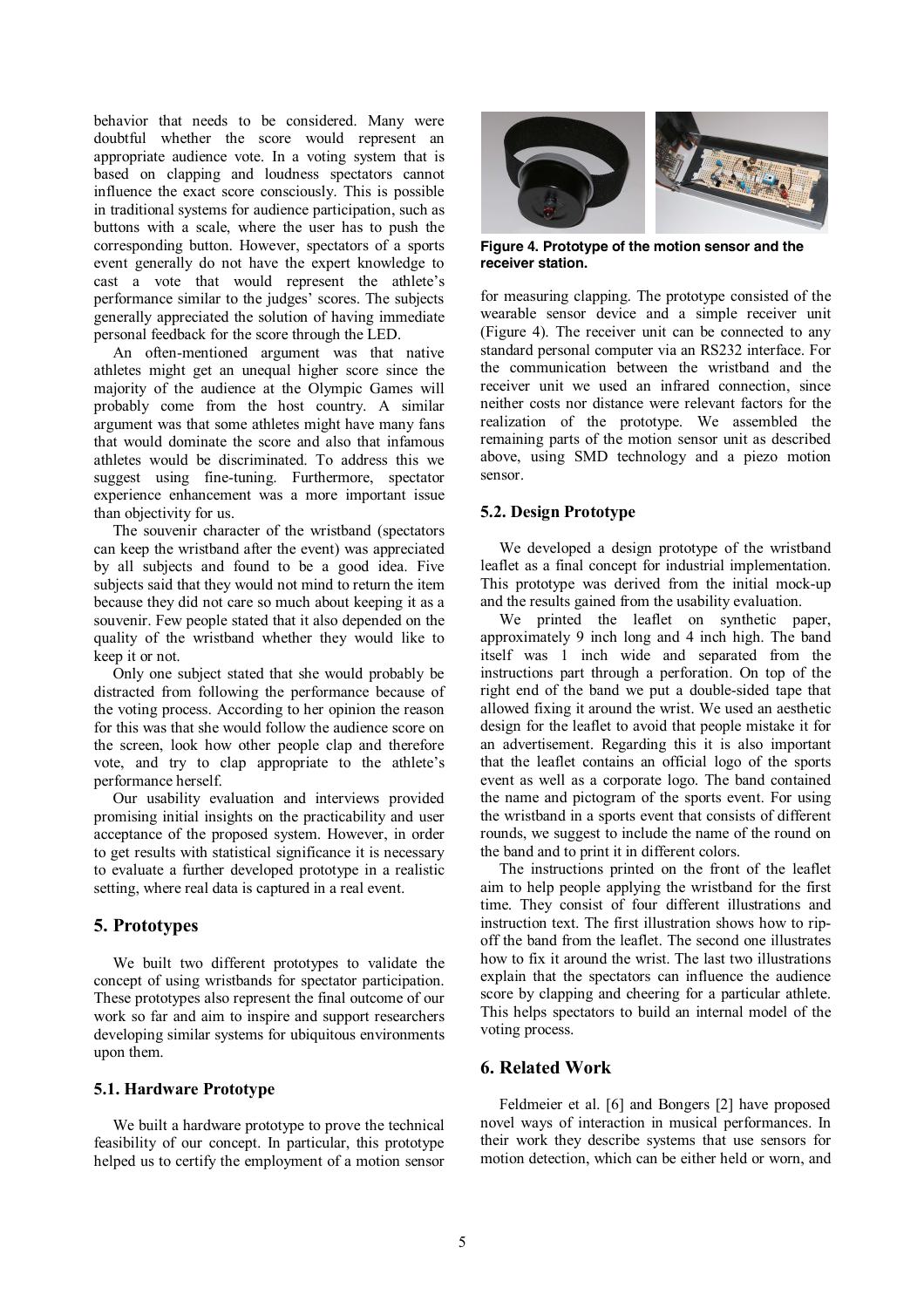behavior that needs to be considered. Many were doubtful whether the score would represent an appropriate audience vote. In a voting system that is based on clapping and loudness spectators cannot influence the exact score consciously. This is possible in traditional systems for audience participation, such as buttons with a scale, where the user has to push the corresponding button. However, spectators of a sports event generally do not have the expert knowledge to cast a vote that would represent the athlete's performance similar to the judges' scores. The subjects generally appreciated the solution of having immediate personal feedback for the score through the LED.

An often-mentioned argument was that native athletes might get an unequal higher score since the majority of the audience at the Olympic Games will probably come from the host country. A similar argument was that some athletes might have many fans that would dominate the score and also that infamous athletes would be discriminated. To address this we suggest using fine-tuning. Furthermore, spectator experience enhancement was a more important issue than objectivity for us.

The souvenir character of the wristband (spectators can keep the wristband after the event) was appreciated by all subjects and found to be a good idea. Five subjects said that they would not mind to return the item because they did not care so much about keeping it as a souvenir. Few people stated that it also depended on the quality of the wristband whether they would like to keep it or not.

Only one subject stated that she would probably be distracted from following the performance because of the voting process. According to her opinion the reason for this was that she would follow the audience score on the screen, look how other people clap and therefore vote, and try to clap appropriate to the athlete's performance herself.

Our usability evaluation and interviews provided promising initial insights on the practicability and user acceptance of the proposed system. However, in order to get results with statistical significance it is necessary to evaluate a further developed prototype in a realistic setting, where real data is captured in a real event.

## 5. Prototypes

We built two different prototypes to validate the concept of using wristbands for spectator participation. These prototypes also represent the final outcome of our work so far and aim to inspire and support researchers developing similar systems for ubiquitous environments upon them.

### 5.1. Hardware Prototype

We built a hardware prototype to prove the technical feasibility of our concept. In particular, this prototype helped us to certify the employment of a motion sensor for measuring clapping. The prototype consisted of the wearable sensor device and a simple receiver unit (Figure 4). The receiver unit can be connected to any standard personal computer via an RS232 interface. For the communication between the wristband and the receiver unit we used an infrared connection, since neither costs nor distance were relevant factors for the realization of the prototype. We assembled the remaining parts of the motion sensor unit as described above, using SMD technology and a piezo motion sensor.

**Figure 4. Prototype of the motion sensor and the receiver station.**

### 5.2. Design Prototype

We developed a design prototype of the wristband leaflet as a final concept for industrial implementation. This prototype was derived from the initial mock-up and the results gained from the usability evaluation.

We printed the leaflet on synthetic paper, approximately 9 inch long and 4 inch high. The band itself was 1 inch wide and separated from the instructions part through a perforation. On top of the right end of the band we put a double-sided tape that allowed fixing it around the wrist. We used an aesthetic design for the leaflet to avoid that people mistake it for an advertisement. Regarding this it is also important that the leaflet contains an official logo of the sports event as well as a corporate logo. The band contained the name and pictogram of the sports event. For using the wristband in a sports event that consists of different rounds, we suggest to include the name of the round on the band and to print it in different colors.

The instructions printed on the front of the leaflet aim to help people applying the wristband for the first time. They consist of four different illustrations and instruction text. The first illustration shows how to rip-off the band from the leaflet. The second one illustrates how to fix it around the wrist. The last two illustrations explain that the spectators can influence the audience score by clapping and cheering for a particular athlete. This helps spectators to build an internal model of the voting process.

## 6. Related Work

Feldmeier et al. [6] and Bongers [2] have proposed novel ways of interaction in musical performances. In their work they describe systems that use sensors for motion detection, which can be either held or worn, and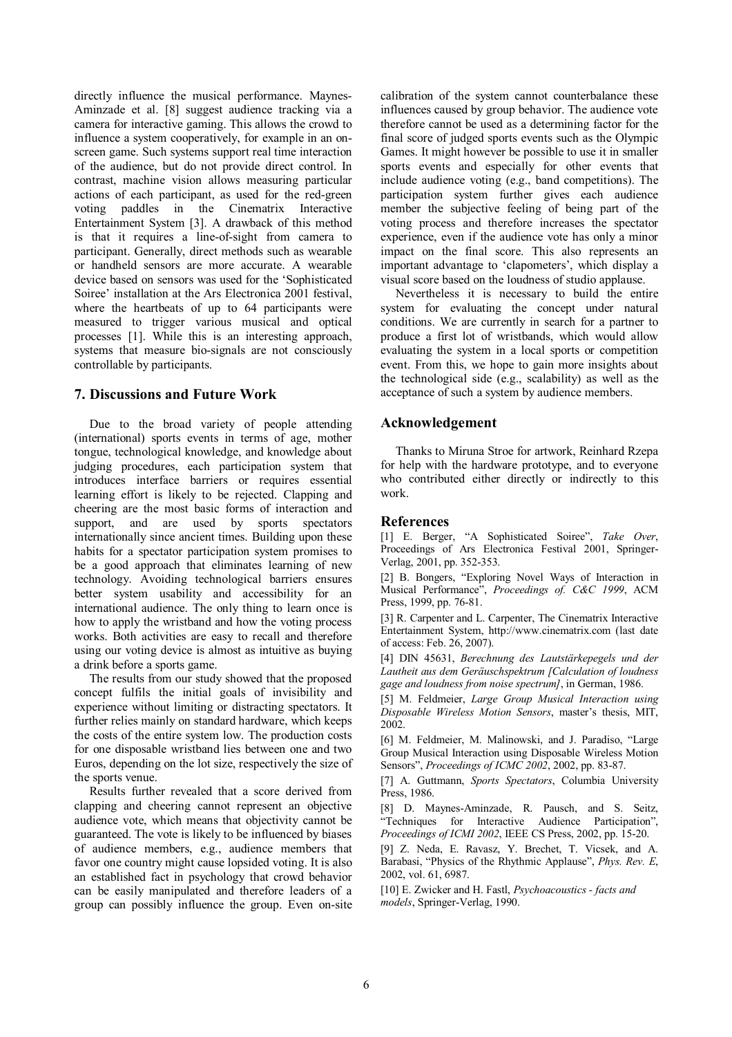directly influence the musical performance. Maynes-Aminzade et al. [8] suggest audience tracking via a camera for interactive gaming. This allows the crowd to influence a system cooperatively, for example in an on-screen game. Such systems support real time interaction of the audience, but do not provide direct control. In contrast, machine vision allows measuring particular actions of each participant, as used for the red-green voting paddles in the Cinematrix Interactive Entertainment System [3]. A drawback of this method is that it requires a line-of-sight from camera to participant. Generally, direct methods such as wearable or handheld sensors are more accurate. A wearable device based on sensors was used for the 'Sophisticated Soiree' installation at the Ars Electronica 2001 festival, where the heartbeats of up to 64 participants were measured to trigger various musical and optical processes [1]. While this is an interesting approach, systems that measure bio-signals are not consciously controllable by participants.

## 7. Discussions and Future Work

Due to the broad variety of people attending (international) sports events in terms of age, mother tongue, technological knowledge, and knowledge about judging procedures, each participation system that introduces interface barriers or requires essential learning effort is likely to be rejected. Clapping and cheering are the most basic forms of interaction and support, and are used by sports spectators internationally since ancient times. Building upon these habits for a spectator participation system promises to be a good approach that eliminates learning of new technology. Avoiding technological barriers ensures better system usability and accessibility for an international audience. The only thing to learn once is how to apply the wristband and how the voting process works. Both activities are easy to recall and therefore using our voting device is almost as intuitive as buying a drink before a sports game.

The results from our study showed that the proposed concept fulfils the initial goals of invisibility and experience without limiting or distracting spectators. It further relies mainly on standard hardware, which keeps the costs of the entire system low. The production costs for one disposable wristband lies between one and two Euros, depending on the lot size, respectively the size of the sports venue.

Results further revealed that a score derived from clapping and cheering cannot represent an objective audience vote, which means that objectivity cannot be guaranteed. The vote is likely to be influenced by biases of audience members, e.g., audience members that favor one country might cause lopsided voting. It is also an established fact in psychology that crowd behavior can be easily manipulated and therefore leaders of a group can possibly influence the group. Even on-site calibration of the system cannot counterbalance these influences caused by group behavior. The audience vote therefore cannot be used as a determining factor for the final score of judged sports events such as the Olympic Games. It might however be possible to use it in smaller sports events and especially for other events that include audience voting (e.g., band competitions). The participation system further gives each audience member the subjective feeling of being part of the voting process and therefore increases the spectator experience, even if the audience vote has only a minor impact on the final score. This also represents an important advantage to 'clapometers', which display a visual score based on the loudness of studio applause.

Nevertheless it is necessary to build the entire system for evaluating the concept under natural conditions. We are currently in search for a partner to produce a first lot of wristbands, which would allow evaluating the system in a local sports or competition event. From this, we hope to gain more insights about the technological side (e.g., scalability) as well as the acceptance of such a system by audience members.

## Acknowledgement

Thanks to Miruna Stroe for artwork, Reinhard Rzepa for help with the hardware prototype, and to everyone who contributed either directly or indirectly to this work.

## References

[1] E. Berger, "A Sophisticated Soiree", *Take Over*, Proceedings of Ars Electronica Festival 2001, Springer-Verlag, 2001, pp. 352-353.

[2] B. Bongers, "Exploring Novel Ways of Interaction in Musical Performance", *Proceedings of. C&C 1999*, ACM Press, 1999, pp. 76-81.

[3] R. Carpenter and L. Carpenter, The Cinematrix Interactive Entertainment System, http://www.cinematrix.com (last date of access: Feb. 26, 2007).

[4] DIN 45631, *Berechnung des Lautstärkepegels und der Lautheit aus dem Geräuschspektrum [Calculation of loudness gage and loudness from noise spectrum]*, in German, 1986.

[5] M. Feldmeier, *Large Group Musical Interaction using Disposable Wireless Motion Sensors*, master's thesis, MIT, 2002.

[6] M. Feldmeier, M. Malinowski, and J. Paradiso, "Large Group Musical Interaction using Disposable Wireless Motion Sensors", *Proceedings of ICMC 2002*, 2002, pp. 83-87.

[7] A. Guttmann, *Sports Spectators*, Columbia University Press, 1986.

[8] D. Maynes-Aminzade, R. Pausch, and S. Seitz, "Techniques for Interactive Audience Participation", *Proceedings of ICMI 2002*, IEEE CS Press, 2002, pp. 15-20.

[9] Z. Neda, E. Ravasz, Y. Brechet, T. Vicsek, and A. Barabasi, "Physics of the Rhythmic Applause", *Phys. Rev. E*, 2002, vol. 61, 6987.

[10] E. Zwicker and H. Fastl, *Psychoacoustics - facts and models*, Springer-Verlag, 1990.